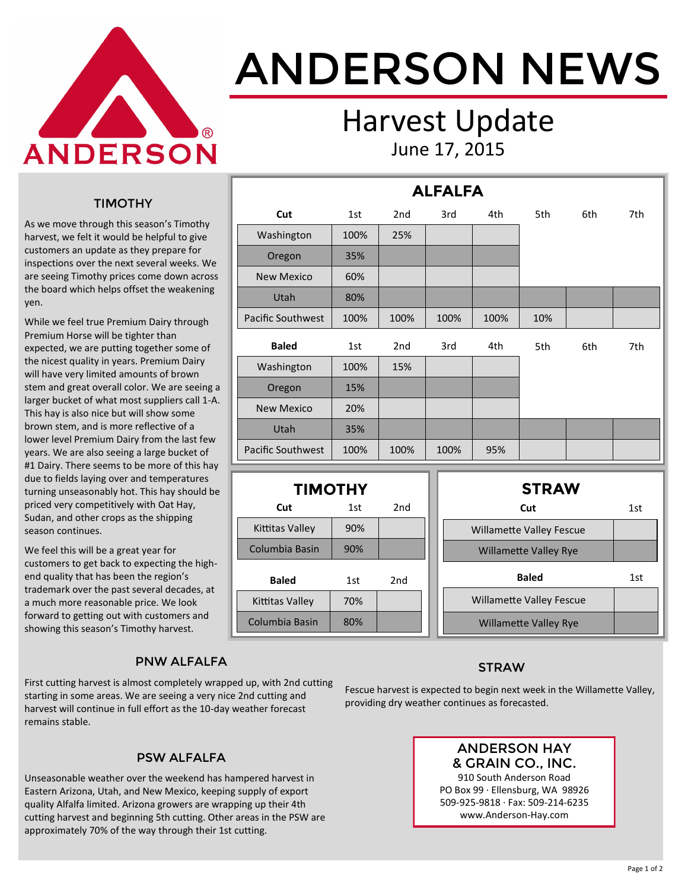ANDERSON®

# ANDERSON NEWS

## Harvest Update

June 17, 2015

### ALFALFA

| Cut | 1st | 2nd | 3rd | 4th | 5th | 6th | 7th |
|---|---|---|---|---|---|---|---|
| Washington | 100% | 25% | | | | | |
| Oregon | 35% | | | | | | |
| New Mexico | 60% | | | | | | |
| Utah | 80% | | | | | | |
| Pacific Southwest | 100% | 100% | 100% | 100% | 10% | | |

| Baled | 1st | 2nd | 3rd | 4th | 5th | 6th | 7th |
|---|---|---|---|---|---|---|---|
| Washington | 100% | 15% | | | | | |
| Oregon | 15% | | | | | | |
| New Mexico | 20% | | | | | | |
| Utah | 35% | | | | | | |
| Pacific Southwest | 100% | 100% | 100% | 95% | | | |

### TIMOTHY

| Cut | 1st | 2nd |
|---|---|---|
| Kittitas Valley | 90% | |
| Columbia Basin | 90% | |

| Baled | 1st | 2nd |
|---|---|---|
| Kittitas Valley | 70% | |
| Columbia Basin | 80% | |

### STRAW

| Cut | 1st |
|---|---|
| Willamette Valley Fescue | |
| Willamette Valley Rye | |

| Baled | 1st |
|---|---|
| Willamette Valley Fescue | |
| Willamette Valley Rye | |

## TIMOTHY

As we move through this season's Timothy harvest, we felt it would be helpful to give customers an update as they prepare for inspections over the next several weeks. We are seeing Timothy prices come down across the board which helps offset the weakening yen.

While we feel true Premium Dairy through Premium Horse will be tighter than expected, we are putting together some of the nicest quality in years. Premium Dairy will have very limited amounts of brown stem and great overall color. We are seeing a larger bucket of what most suppliers call 1-A. This hay is also nice but will show some brown stem, and is more reflective of a lower level Premium Dairy from the last few years. We are also seeing a large bucket of #1 Dairy. There seems to be more of this hay due to fields laying over and temperatures turning unseasonably hot. This hay should be priced very competitively with Oat Hay, Sudan, and other crops as the shipping season continues.

We feel this will be a great year for customers to get back to expecting the high-end quality that has been the region's trademark over the past several decades, at a much more reasonable price. We look forward to getting out with customers and showing this season's Timothy harvest.

## PNW ALFALFA

First cutting harvest is almost completely wrapped up, with 2nd cutting starting in some areas. We are seeing a very nice 2nd cutting and harvest will continue in full effort as the 10-day weather forecast remains stable.

## PSW ALFALFA

Unseasonable weather over the weekend has hampered harvest in Eastern Arizona, Utah, and New Mexico, keeping supply of export quality Alfalfa limited. Arizona growers are wrapping up their 4th cutting harvest and beginning 5th cutting. Other areas in the PSW are approximately 70% of the way through their 1st cutting.

## STRAW

Fescue harvest is expected to begin next week in the Willamette Valley, providing dry weather continues as forecasted.

**ANDERSON HAY & GRAIN CO., INC.**
910 South Anderson Road
PO Box 99 · Ellensburg, WA 98926
509-925-9818 · Fax: 509-214-6235
www.Anderson-Hay.com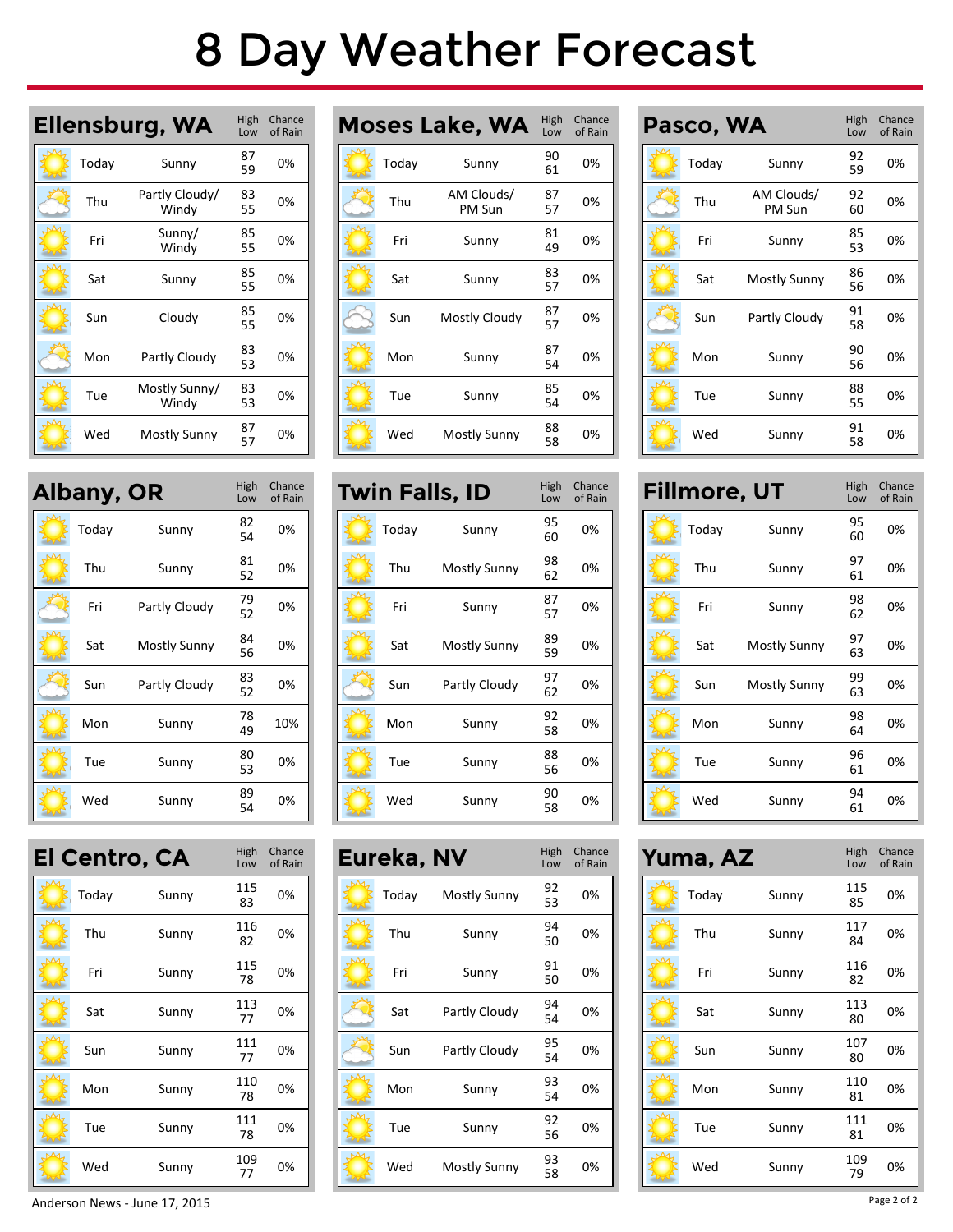# 8 Day Weather Forecast

## Ellensburg, WA

| | | High/Low | Chance of Rain |
|---|---|---|---|
| Today | Sunny | 87/59 | 0% |
| Thu | Partly Cloudy/ Windy | 83/55 | 0% |
| Fri | Sunny/ Windy | 85/55 | 0% |
| Sat | Sunny | 85/55 | 0% |
| Sun | Cloudy | 85/55 | 0% |
| Mon | Partly Cloudy | 83/53 | 0% |
| Tue | Mostly Sunny/ Windy | 83/53 | 0% |
| Wed | Mostly Sunny | 87/57 | 0% |

## Moses Lake, WA

| | | High/Low | Chance of Rain |
|---|---|---|---|
| Today | Sunny | 90/61 | 0% |
| Thu | AM Clouds/ PM Sun | 87/57 | 0% |
| Fri | Sunny | 81/49 | 0% |
| Sat | Sunny | 83/57 | 0% |
| Sun | Mostly Cloudy | 87/57 | 0% |
| Mon | Sunny | 87/54 | 0% |
| Tue | Sunny | 85/54 | 0% |
| Wed | Mostly Sunny | 88/58 | 0% |

## Pasco, WA

| | | High/Low | Chance of Rain |
|---|---|---|---|
| Today | Sunny | 92/59 | 0% |
| Thu | AM Clouds/ PM Sun | 92/60 | 0% |
| Fri | Sunny | 85/53 | 0% |
| Sat | Mostly Sunny | 86/56 | 0% |
| Sun | Partly Cloudy | 91/58 | 0% |
| Mon | Sunny | 90/56 | 0% |
| Tue | Sunny | 88/55 | 0% |
| Wed | Sunny | 91/58 | 0% |

## Albany, OR

| | | High/Low | Chance of Rain |
|---|---|---|---|
| Today | Sunny | 82/54 | 0% |
| Thu | Sunny | 81/52 | 0% |
| Fri | Partly Cloudy | 79/52 | 0% |
| Sat | Mostly Sunny | 84/56 | 0% |
| Sun | Partly Cloudy | 83/52 | 0% |
| Mon | Sunny | 78/49 | 10% |
| Tue | Sunny | 80/53 | 0% |
| Wed | Sunny | 89/54 | 0% |

## Twin Falls, ID

| | | High/Low | Chance of Rain |
|---|---|---|---|
| Today | Sunny | 95/60 | 0% |
| Thu | Mostly Sunny | 98/62 | 0% |
| Fri | Sunny | 87/57 | 0% |
| Sat | Mostly Sunny | 89/59 | 0% |
| Sun | Partly Cloudy | 97/62 | 0% |
| Mon | Sunny | 92/58 | 0% |
| Tue | Sunny | 88/56 | 0% |
| Wed | Sunny | 90/58 | 0% |

## Fillmore, UT

| | | High/Low | Chance of Rain |
|---|---|---|---|
| Today | Sunny | 95/60 | 0% |
| Thu | Sunny | 97/61 | 0% |
| Fri | Sunny | 98/62 | 0% |
| Sat | Mostly Sunny | 97/63 | 0% |
| Sun | Mostly Sunny | 99/63 | 0% |
| Mon | Sunny | 98/64 | 0% |
| Tue | Sunny | 96/61 | 0% |
| Wed | Sunny | 94/61 | 0% |

## El Centro, CA

| | | High/Low | Chance of Rain |
|---|---|---|---|
| Today | Sunny | 115/83 | 0% |
| Thu | Sunny | 116/82 | 0% |
| Fri | Sunny | 115/78 | 0% |
| Sat | Sunny | 113/77 | 0% |
| Sun | Sunny | 111/77 | 0% |
| Mon | Sunny | 110/78 | 0% |
| Tue | Sunny | 111/78 | 0% |
| Wed | Sunny | 109/77 | 0% |

## Eureka, NV

| | | High/Low | Chance of Rain |
|---|---|---|---|
| Today | Mostly Sunny | 92/53 | 0% |
| Thu | Sunny | 94/50 | 0% |
| Fri | Sunny | 91/50 | 0% |
| Sat | Partly Cloudy | 94/54 | 0% |
| Sun | Partly Cloudy | 95/54 | 0% |
| Mon | Sunny | 93/54 | 0% |
| Tue | Sunny | 92/56 | 0% |
| Wed | Mostly Sunny | 93/58 | 0% |

## Yuma, AZ

| | | High/Low | Chance of Rain |
|---|---|---|---|
| Today | Sunny | 115/85 | 0% |
| Thu | Sunny | 117/84 | 0% |
| Fri | Sunny | 116/82 | 0% |
| Sat | Sunny | 113/80 | 0% |
| Sun | Sunny | 107/80 | 0% |
| Mon | Sunny | 110/81 | 0% |
| Tue | Sunny | 111/81 | 0% |
| Wed | Sunny | 109/79 | 0% |

Anderson News - June 17, 2015